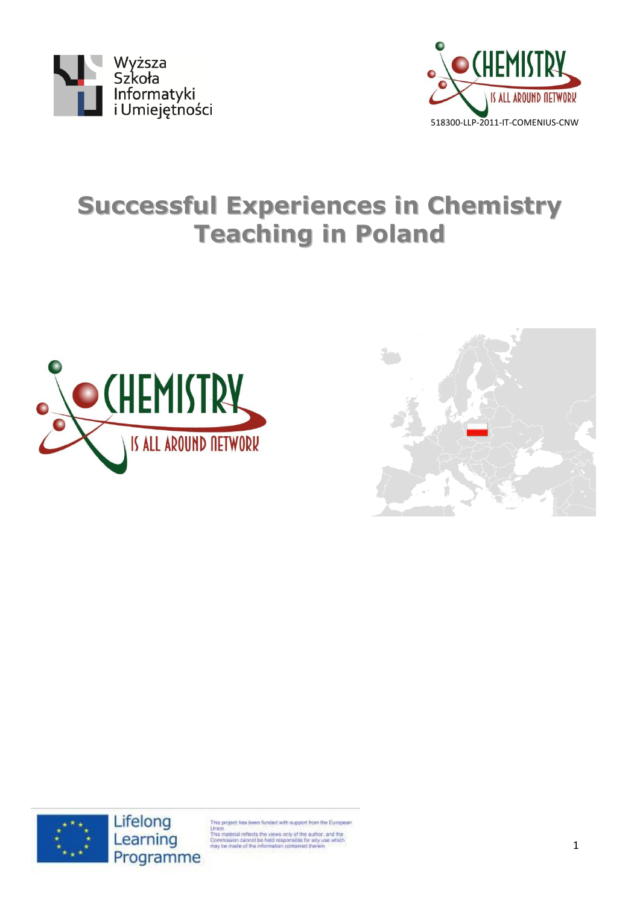Wyższa Szkoła Informatyki i Umiejętności

518300-LLP-2011-IT-COMENIUS-CNW

# Successful Experiences in Chemistry Teaching in Poland

Lifelong Learning Programme

This project has been funded with support from the European Union.
This material reflects the views only of the author, and the Commission cannot be held responsible for any use which may be made of the information contained therein.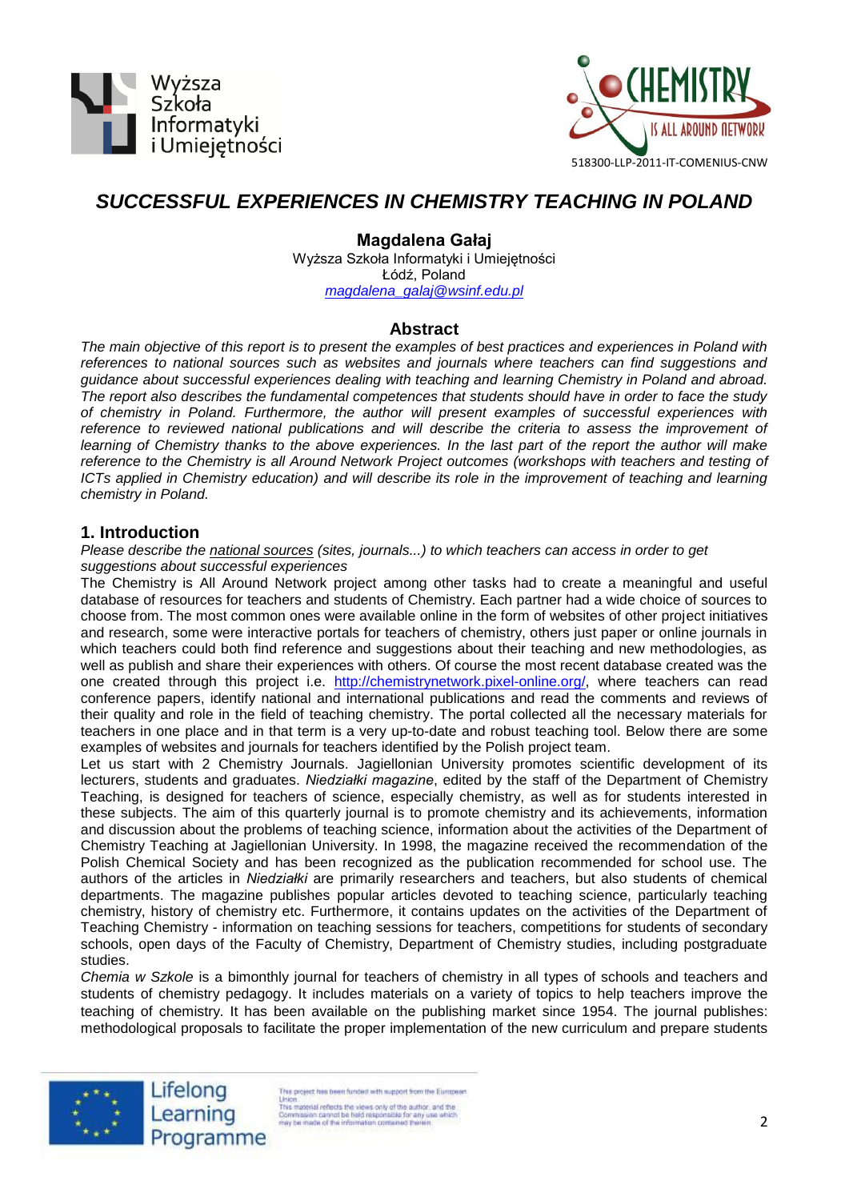# SUCCESSFUL EXPERIENCES IN CHEMISTRY TEACHING IN POLAND

**Magdalena Gałaj**
Wyższa Szkoła Informatyki i Umiejętności
Łódź, Poland
magdalena_galaj@wsinf.edu.pl

## Abstract

*The main objective of this report is to present the examples of best practices and experiences in Poland with references to national sources such as websites and journals where teachers can find suggestions and guidance about successful experiences dealing with teaching and learning Chemistry in Poland and abroad. The report also describes the fundamental competences that students should have in order to face the study of chemistry in Poland. Furthermore, the author will present examples of successful experiences with reference to reviewed national publications and will describe the criteria to assess the improvement of learning of Chemistry thanks to the above experiences. In the last part of the report the author will make reference to the Chemistry is all Around Network Project outcomes (workshops with teachers and testing of ICTs applied in Chemistry education) and will describe its role in the improvement of teaching and learning chemistry in Poland.*

## 1. Introduction

*Please describe the national sources (sites, journals...) to which teachers can access in order to get suggestions about successful experiences*

The Chemistry is All Around Network project among other tasks had to create a meaningful and useful database of resources for teachers and students of Chemistry. Each partner had a wide choice of sources to choose from. The most common ones were available online in the form of websites of other project initiatives and research, some were interactive portals for teachers of chemistry, others just paper or online journals in which teachers could both find reference and suggestions about their teaching and new methodologies, as well as publish and share their experiences with others. Of course the most recent database created was the one created through this project i.e. http://chemistrynetwork.pixel-online.org/, where teachers can read conference papers, identify national and international publications and read the comments and reviews of their quality and role in the field of teaching chemistry. The portal collected all the necessary materials for teachers in one place and in that term is a very up-to-date and robust teaching tool. Below there are some examples of websites and journals for teachers identified by the Polish project team.

Let us start with 2 Chemistry Journals. Jagiellonian University promotes scientific development of its lecturers, students and graduates. *Niedziałki magazine*, edited by the staff of the Department of Chemistry Teaching, is designed for teachers of science, especially chemistry, as well as for students interested in these subjects. The aim of this quarterly journal is to promote chemistry and its achievements, information and discussion about the problems of teaching science, information about the activities of the Department of Chemistry Teaching at Jagiellonian University. In 1998, the magazine received the recommendation of the Polish Chemical Society and has been recognized as the publication recommended for school use. The authors of the articles in *Niedziałki* are primarily researchers and teachers, but also students of chemical departments. The magazine publishes popular articles devoted to teaching science, particularly teaching chemistry, history of chemistry etc. Furthermore, it contains updates on the activities of the Department of Teaching Chemistry - information on teaching sessions for teachers, competitions for students of secondary schools, open days of the Faculty of Chemistry, Department of Chemistry studies, including postgraduate studies.

*Chemia w Szkole* is a bimonthly journal for teachers of chemistry in all types of schools and teachers and students of chemistry pedagogy. It includes materials on a variety of topics to help teachers improve the teaching of chemistry. It has been available on the publishing market since 1954. The journal publishes: methodological proposals to facilitate the proper implementation of the new curriculum and prepare students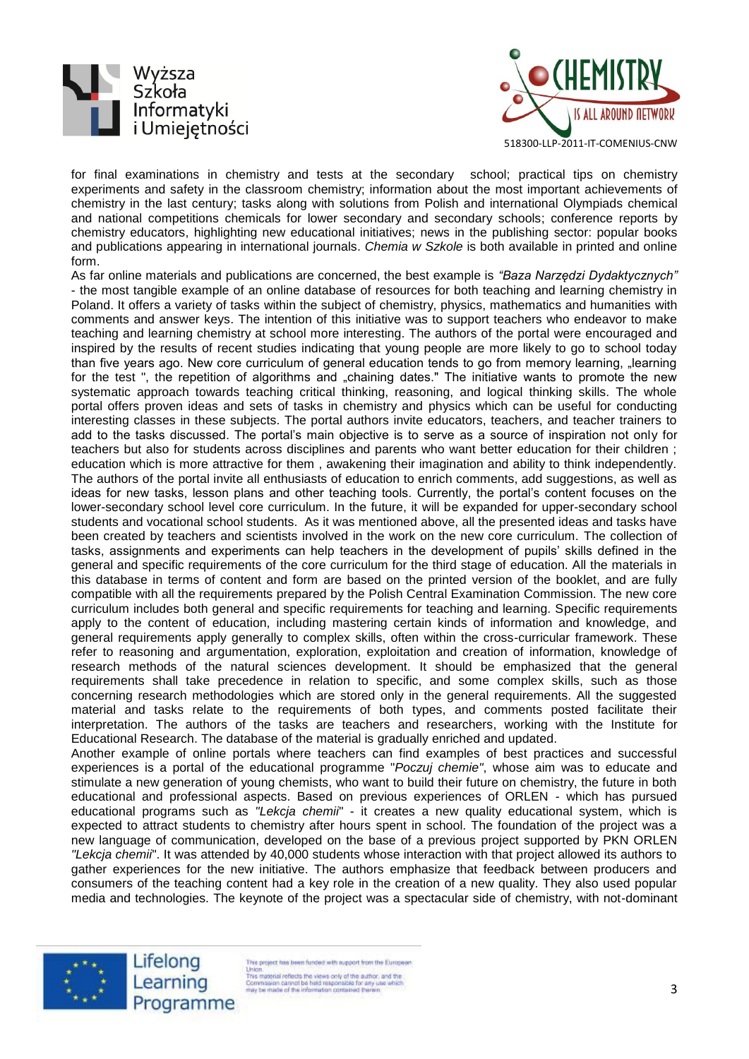for final examinations in chemistry and tests at the secondary school; practical tips on chemistry experiments and safety in the classroom chemistry; information about the most important achievements of chemistry in the last century; tasks along with solutions from Polish and international Olympiads chemical and national competitions chemicals for lower secondary and secondary schools; conference reports by chemistry educators, highlighting new educational initiatives; news in the publishing sector: popular books and publications appearing in international journals. *Chemia w Szkole* is both available in printed and online form.

As far online materials and publications are concerned, the best example is *"Baza Narzędzi Dydaktycznych"* - the most tangible example of an online database of resources for both teaching and learning chemistry in Poland. It offers a variety of tasks within the subject of chemistry, physics, mathematics and humanities with comments and answer keys. The intention of this initiative was to support teachers who endeavor to make teaching and learning chemistry at school more interesting. The authors of the portal were encouraged and inspired by the results of recent studies indicating that young people are more likely to go to school today than five years ago. New core curriculum of general education tends to go from memory learning, „learning for the test ", the repetition of algorithms and „chaining dates." The initiative wants to promote the new systematic approach towards teaching critical thinking, reasoning, and logical thinking skills. The whole portal offers proven ideas and sets of tasks in chemistry and physics which can be useful for conducting interesting classes in these subjects. The portal authors invite educators, teachers, and teacher trainers to add to the tasks discussed. The portal's main objective is to serve as a source of inspiration not only for teachers but also for students across disciplines and parents who want better education for their children ; education which is more attractive for them , awakening their imagination and ability to think independently. The authors of the portal invite all enthusiasts of education to enrich comments, add suggestions, as well as ideas for new tasks, lesson plans and other teaching tools. Currently, the portal's content focuses on the lower-secondary school level core curriculum. In the future, it will be expanded for upper-secondary school students and vocational school students. As it was mentioned above, all the presented ideas and tasks have been created by teachers and scientists involved in the work on the new core curriculum. The collection of tasks, assignments and experiments can help teachers in the development of pupils' skills defined in the general and specific requirements of the core curriculum for the third stage of education. All the materials in this database in terms of content and form are based on the printed version of the booklet, and are fully compatible with all the requirements prepared by the Polish Central Examination Commission. The new core curriculum includes both general and specific requirements for teaching and learning. Specific requirements apply to the content of education, including mastering certain kinds of information and knowledge, and general requirements apply generally to complex skills, often within the cross-curricular framework. These refer to reasoning and argumentation, exploration, exploitation and creation of information, knowledge of research methods of the natural sciences development. It should be emphasized that the general requirements shall take precedence in relation to specific, and some complex skills, such as those concerning research methodologies which are stored only in the general requirements. All the suggested material and tasks relate to the requirements of both types, and comments posted facilitate their interpretation. The authors of the tasks are teachers and researchers, working with the Institute for Educational Research. The database of the material is gradually enriched and updated.

Another example of online portals where teachers can find examples of best practices and successful experiences is a portal of the educational programme "*Poczuj chemie"*, whose aim was to educate and stimulate a new generation of young chemists, who want to build their future on chemistry, the future in both educational and professional aspects. Based on previous experiences of ORLEN - which has pursued educational programs such as *"Lekcja chemii*" - it creates a new quality educational system, which is expected to attract students to chemistry after hours spent in school. The foundation of the project was a new language of communication, developed on the base of a previous project supported by PKN ORLEN *"Lekcja chemii*". It was attended by 40,000 students whose interaction with that project allowed its authors to gather experiences for the new initiative. The authors emphasize that feedback between producers and consumers of the teaching content had a key role in the creation of a new quality. They also used popular media and technologies. The keynote of the project was a spectacular side of chemistry, with not-dominant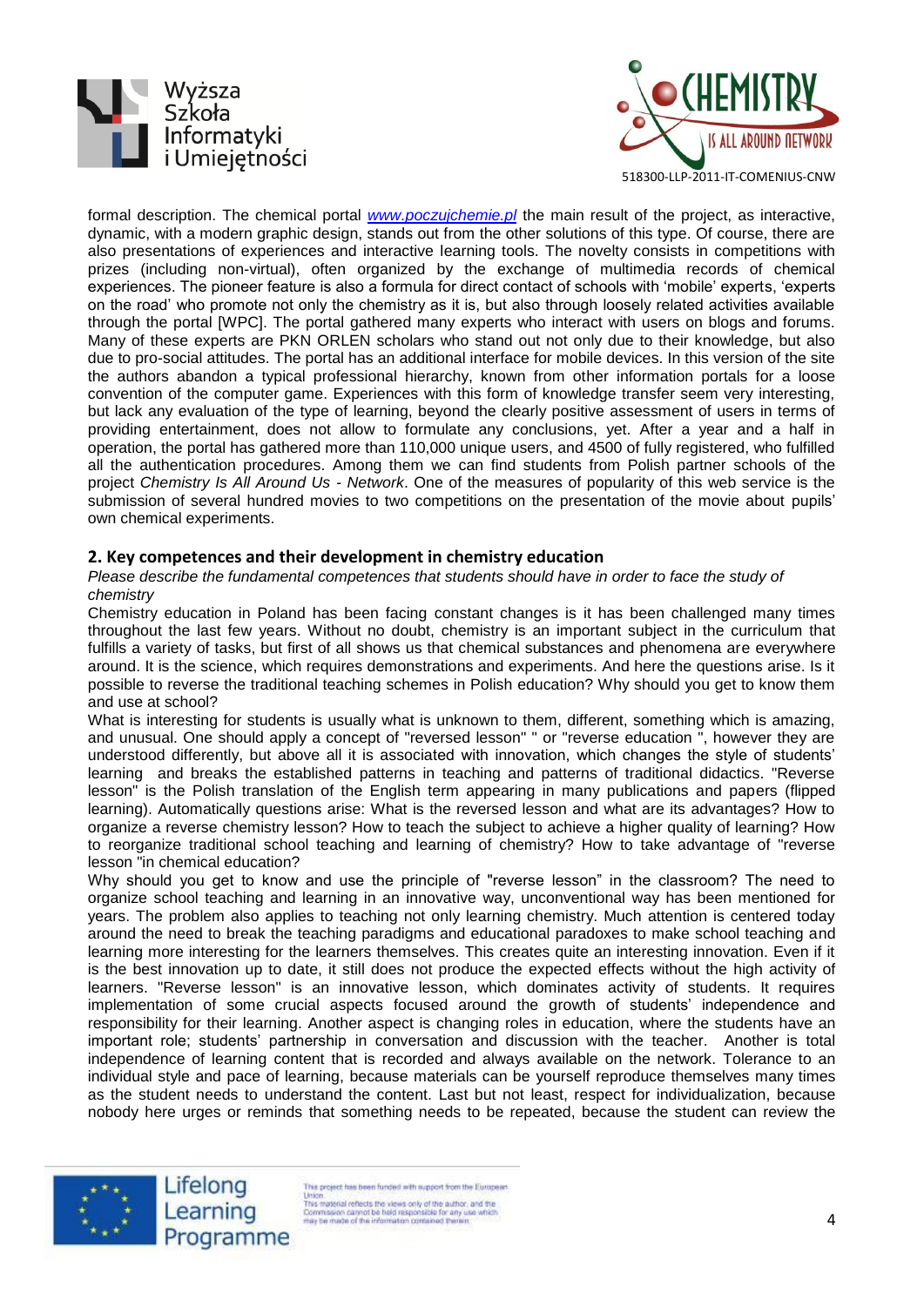formal description. The chemical portal *[www.poczujchemie.pl](http://www.poczujchemie.pl)* the main result of the project, as interactive, dynamic, with a modern graphic design, stands out from the other solutions of this type. Of course, there are also presentations of experiences and interactive learning tools. The novelty consists in competitions with prizes (including non-virtual), often organized by the exchange of multimedia records of chemical experiences. The pioneer feature is also a formula for direct contact of schools with 'mobile' experts, 'experts on the road' who promote not only the chemistry as it is, but also through loosely related activities available through the portal [WPC]. The portal gathered many experts who interact with users on blogs and forums. Many of these experts are PKN ORLEN scholars who stand out not only due to their knowledge, but also due to pro-social attitudes. The portal has an additional interface for mobile devices. In this version of the site the authors abandon a typical professional hierarchy, known from other information portals for a loose convention of the computer game. Experiences with this form of knowledge transfer seem very interesting, but lack any evaluation of the type of learning, beyond the clearly positive assessment of users in terms of providing entertainment, does not allow to formulate any conclusions, yet. After a year and a half in operation, the portal has gathered more than 110,000 unique users, and 4500 of fully registered, who fulfilled all the authentication procedures. Among them we can find students from Polish partner schools of the project *Chemistry Is All Around Us - Network*. One of the measures of popularity of this web service is the submission of several hundred movies to two competitions on the presentation of the movie about pupils' own chemical experiments.

## 2. Key competences and their development in chemistry education

*Please describe the fundamental competences that students should have in order to face the study of chemistry*

Chemistry education in Poland has been facing constant changes is it has been challenged many times throughout the last few years. Without no doubt, chemistry is an important subject in the curriculum that fulfills a variety of tasks, but first of all shows us that chemical substances and phenomena are everywhere around. It is the science, which requires demonstrations and experiments. And here the questions arise. Is it possible to reverse the traditional teaching schemes in Polish education? Why should you get to know them and use at school?

What is interesting for students is usually what is unknown to them, different, something which is amazing, and unusual. One should apply a concept of "reversed lesson" " or "reverse education ", however they are understood differently, but above all it is associated with innovation, which changes the style of students' learning and breaks the established patterns in teaching and patterns of traditional didactics. "Reverse lesson" is the Polish translation of the English term appearing in many publications and papers (flipped learning). Automatically questions arise: What is the reversed lesson and what are its advantages? How to organize a reverse chemistry lesson? How to teach the subject to achieve a higher quality of learning? How to reorganize traditional school teaching and learning of chemistry? How to take advantage of "reverse lesson "in chemical education?

Why should you get to know and use the principle of "reverse lesson" in the classroom? The need to organize school teaching and learning in an innovative way, unconventional way has been mentioned for years. The problem also applies to teaching not only learning chemistry. Much attention is centered today around the need to break the teaching paradigms and educational paradoxes to make school teaching and learning more interesting for the learners themselves. This creates quite an interesting innovation. Even if it is the best innovation up to date, it still does not produce the expected effects without the high activity of learners. "Reverse lesson" is an innovative lesson, which dominates activity of students. It requires implementation of some crucial aspects focused around the growth of students' independence and responsibility for their learning. Another aspect is changing roles in education, where the students have an important role; students' partnership in conversation and discussion with the teacher. Another is total independence of learning content that is recorded and always available on the network. Tolerance to an individual style and pace of learning, because materials can be yourself reproduce themselves many times as the student needs to understand the content. Last but not least, respect for individualization, because nobody here urges or reminds that something needs to be repeated, because the student can review the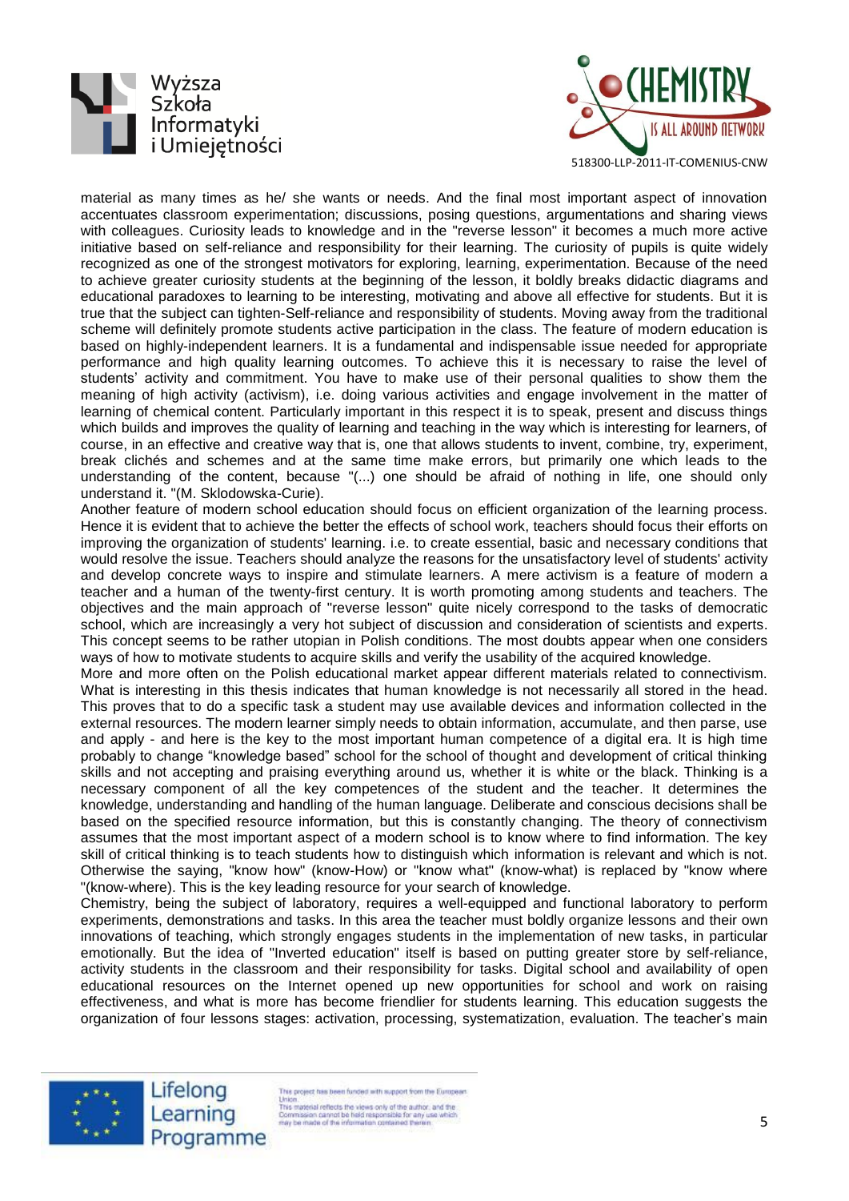material as many times as he/ she wants or needs. And the final most important aspect of innovation accentuates classroom experimentation; discussions, posing questions, argumentations and sharing views with colleagues. Curiosity leads to knowledge and in the "reverse lesson" it becomes a much more active initiative based on self-reliance and responsibility for their learning. The curiosity of pupils is quite widely recognized as one of the strongest motivators for exploring, learning, experimentation. Because of the need to achieve greater curiosity students at the beginning of the lesson, it boldly breaks didactic diagrams and educational paradoxes to learning to be interesting, motivating and above all effective for students. But it is true that the subject can tighten-Self-reliance and responsibility of students. Moving away from the traditional scheme will definitely promote students active participation in the class. The feature of modern education is based on highly-independent learners. It is a fundamental and indispensable issue needed for appropriate performance and high quality learning outcomes. To achieve this it is necessary to raise the level of students' activity and commitment. You have to make use of their personal qualities to show them the meaning of high activity (activism), i.e. doing various activities and engage involvement in the matter of learning of chemical content. Particularly important in this respect it is to speak, present and discuss things which builds and improves the quality of learning and teaching in the way which is interesting for learners, of course, in an effective and creative way that is, one that allows students to invent, combine, try, experiment, break clichés and schemes and at the same time make errors, but primarily one which leads to the understanding of the content, because "(...) one should be afraid of nothing in life, one should only understand it. "(M. Sklodowska-Curie).

Another feature of modern school education should focus on efficient organization of the learning process. Hence it is evident that to achieve the better the effects of school work, teachers should focus their efforts on improving the organization of students' learning. i.e. to create essential, basic and necessary conditions that would resolve the issue. Teachers should analyze the reasons for the unsatisfactory level of students' activity and develop concrete ways to inspire and stimulate learners. A mere activism is a feature of modern a teacher and a human of the twenty-first century. It is worth promoting among students and teachers. The objectives and the main approach of "reverse lesson" quite nicely correspond to the tasks of democratic school, which are increasingly a very hot subject of discussion and consideration of scientists and experts. This concept seems to be rather utopian in Polish conditions. The most doubts appear when one considers ways of how to motivate students to acquire skills and verify the usability of the acquired knowledge.

More and more often on the Polish educational market appear different materials related to connectivism. What is interesting in this thesis indicates that human knowledge is not necessarily all stored in the head. This proves that to do a specific task a student may use available devices and information collected in the external resources. The modern learner simply needs to obtain information, accumulate, and then parse, use and apply - and here is the key to the most important human competence of a digital era. It is high time probably to change "knowledge based" school for the school of thought and development of critical thinking skills and not accepting and praising everything around us, whether it is white or the black. Thinking is a necessary component of all the key competences of the student and the teacher. It determines the knowledge, understanding and handling of the human language. Deliberate and conscious decisions shall be based on the specified resource information, but this is constantly changing. The theory of connectivism assumes that the most important aspect of a modern school is to know where to find information. The key skill of critical thinking is to teach students how to distinguish which information is relevant and which is not. Otherwise the saying, "know how" (know-How) or "know what" (know-what) is replaced by "know where "(know-where). This is the key leading resource for your search of knowledge.

Chemistry, being the subject of laboratory, requires a well-equipped and functional laboratory to perform experiments, demonstrations and tasks. In this area the teacher must boldly organize lessons and their own innovations of teaching, which strongly engages students in the implementation of new tasks, in particular emotionally. But the idea of "Inverted education" itself is based on putting greater store by self-reliance, activity students in the classroom and their responsibility for tasks. Digital school and availability of open educational resources on the Internet opened up new opportunities for school and work on raising effectiveness, and what is more has become friendlier for students learning. This education suggests the organization of four lessons stages: activation, processing, systematization, evaluation. The teacher's main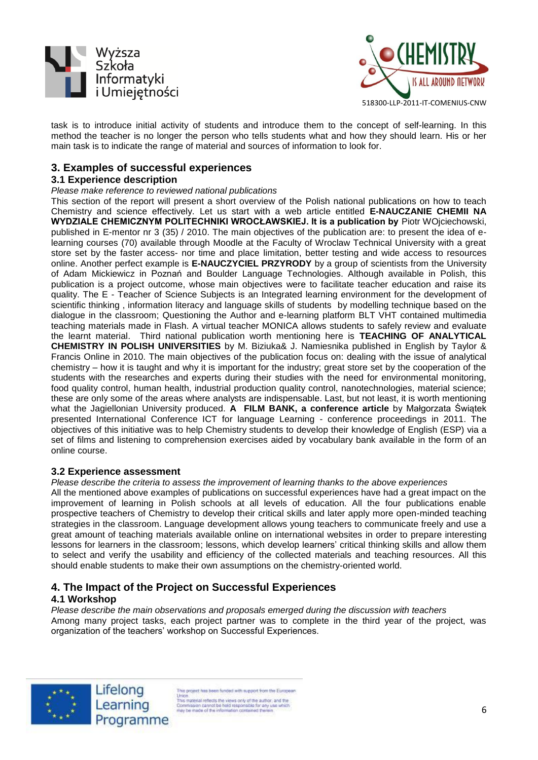task is to introduce initial activity of students and introduce them to the concept of self-learning. In this method the teacher is no longer the person who tells students what and how they should learn. His or her main task is to indicate the range of material and sources of information to look for.

## 3. Examples of successful experiences

### 3.1 Experience description

*Please make reference to reviewed national publications*

This section of the report will present a short overview of the Polish national publications on how to teach Chemistry and science effectively. Let us start with a web article entitled **E-NAUCZANIE CHEMII NA WYDZIALE CHEMICZNYM POLITECHNIKI WROCŁAWSKIEJ. It is a publication by** Piotr WOjciechowski, published in E-mentor nr 3 (35) / 2010. The main objectives of the publication are: to present the idea of e-learning courses (70) available through Moodle at the Faculty of Wroclaw Technical University with a great store set by the faster access- nor time and place limitation, better testing and wide access to resources online. Another perfect example is **E-NAUCZYCIEL PRZYRODY** by a group of scientists from the University of Adam Mickiewicz in Poznań and Boulder Language Technologies. Although available in Polish, this publication is a project outcome, whose main objectives were to facilitate teacher education and raise its quality. The E - Teacher of Science Subjects is an Integrated learning environment for the development of scientific thinking , information literacy and language skills of students by modelling technique based on the dialogue in the classroom; Questioning the Author and e-learning platform BLT VHT contained multimedia teaching materials made in Flash. A virtual teacher MONICA allows students to safely review and evaluate the learnt material. Third national publication worth mentioning here is **TEACHING OF ANALYTICAL CHEMISTRY IN POLISH UNIVERSITIES** by M. Biziuka& J. Namiesnika published in English by Taylor & Francis Online in 2010. The main objectives of the publication focus on: dealing with the issue of analytical chemistry – how it is taught and why it is important for the industry; great store set by the cooperation of the students with the researches and experts during their studies with the need for environmental monitoring, food quality control, human health, industrial production quality control, nanotechnologies, material science; these are only some of the areas where analysts are indispensable. Last, but not least, it is worth mentioning what the Jagiellonian University produced. **A FILM BANK, a conference article** by Małgorzata Świątek presented International Conference ICT for language Learning - conference proceedings in 2011. The objectives of this initiative was to help Chemistry students to develop their knowledge of English (ESP) via a set of films and listening to comprehension exercises aided by vocabulary bank available in the form of an online course.

### 3.2 Experience assessment

*Please describe the criteria to assess the improvement of learning thanks to the above experiences*

All the mentioned above examples of publications on successful experiences have had a great impact on the improvement of learning in Polish schools at all levels of education. All the four publications enable prospective teachers of Chemistry to develop their critical skills and later apply more open-minded teaching strategies in the classroom. Language development allows young teachers to communicate freely and use a great amount of teaching materials available online on international websites in order to prepare interesting lessons for learners in the classroom; lessons, which develop learners' critical thinking skills and allow them to select and verify the usability and efficiency of the collected materials and teaching resources. All this should enable students to make their own assumptions on the chemistry-oriented world.

## 4. The Impact of the Project on Successful Experiences

### 4.1 Workshop

*Please describe the main observations and proposals emerged during the discussion with teachers*

Among many project tasks, each project partner was to complete in the third year of the project, was organization of the teachers' workshop on Successful Experiences.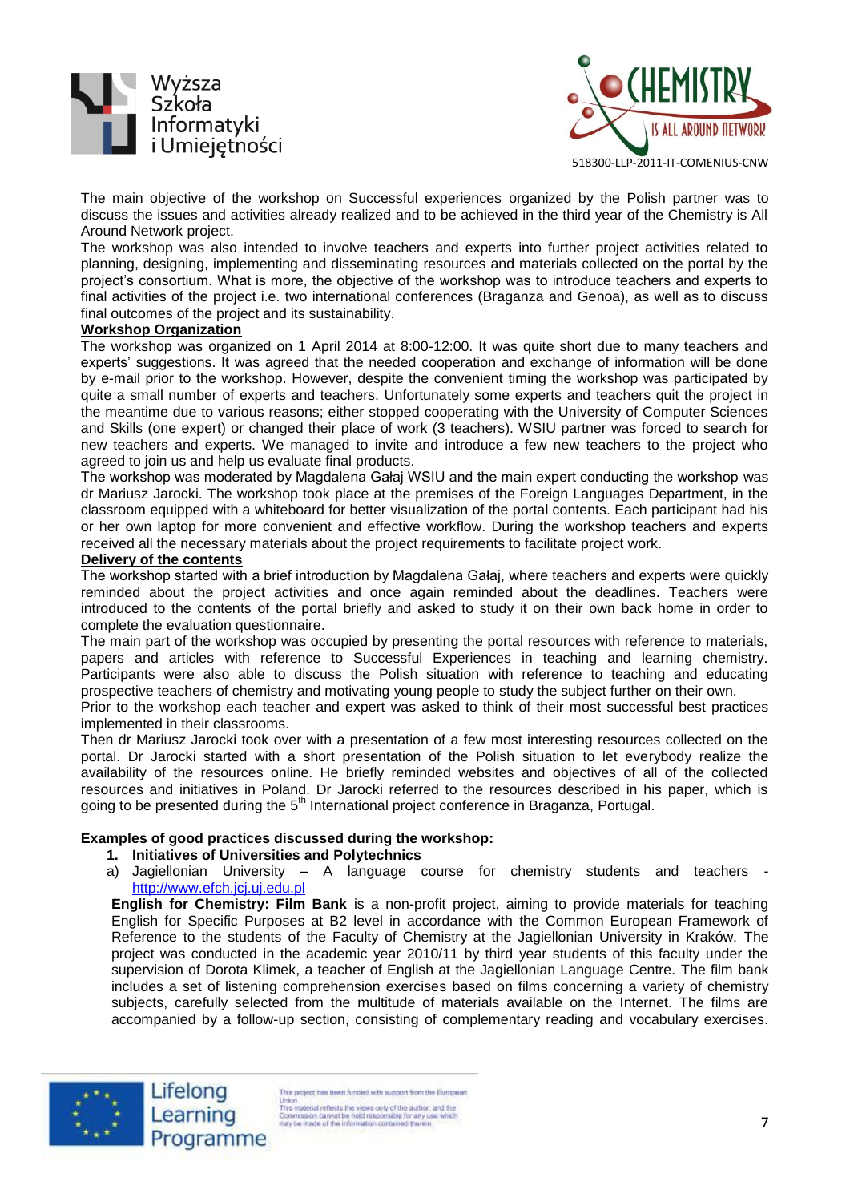The main objective of the workshop on Successful experiences organized by the Polish partner was to discuss the issues and activities already realized and to be achieved in the third year of the Chemistry is All Around Network project.

The workshop was also intended to involve teachers and experts into further project activities related to planning, designing, implementing and disseminating resources and materials collected on the portal by the project's consortium. What is more, the objective of the workshop was to introduce teachers and experts to final activities of the project i.e. two international conferences (Braganza and Genoa), as well as to discuss final outcomes of the project and its sustainability.

**Workshop Organization**

The workshop was organized on 1 April 2014 at 8:00-12:00. It was quite short due to many teachers and experts' suggestions. It was agreed that the needed cooperation and exchange of information will be done by e-mail prior to the workshop. However, despite the convenient timing the workshop was participated by quite a small number of experts and teachers. Unfortunately some experts and teachers quit the project in the meantime due to various reasons; either stopped cooperating with the University of Computer Sciences and Skills (one expert) or changed their place of work (3 teachers). WSIU partner was forced to search for new teachers and experts. We managed to invite and introduce a few new teachers to the project who agreed to join us and help us evaluate final products.

The workshop was moderated by Magdalena Gałaj WSIU and the main expert conducting the workshop was dr Mariusz Jarocki. The workshop took place at the premises of the Foreign Languages Department, in the classroom equipped with a whiteboard for better visualization of the portal contents. Each participant had his or her own laptop for more convenient and effective workflow. During the workshop teachers and experts received all the necessary materials about the project requirements to facilitate project work.

**Delivery of the contents**

The workshop started with a brief introduction by Magdalena Gałaj, where teachers and experts were quickly reminded about the project activities and once again reminded about the deadlines. Teachers were introduced to the contents of the portal briefly and asked to study it on their own back home in order to complete the evaluation questionnaire.

The main part of the workshop was occupied by presenting the portal resources with reference to materials, papers and articles with reference to Successful Experiences in teaching and learning chemistry. Participants were also able to discuss the Polish situation with reference to teaching and educating prospective teachers of chemistry and motivating young people to study the subject further on their own.

Prior to the workshop each teacher and expert was asked to think of their most successful best practices implemented in their classrooms.

Then dr Mariusz Jarocki took over with a presentation of a few most interesting resources collected on the portal. Dr Jarocki started with a short presentation of the Polish situation to let everybody realize the availability of the resources online. He briefly reminded websites and objectives of all of the collected resources and initiatives in Poland. Dr Jarocki referred to the resources described in his paper, which is going to be presented during the 5th International project conference in Braganza, Portugal.

**Examples of good practices discussed during the workshop:**

1. **Initiatives of Universities and Polytechnics**

   a) Jagiellonian University – A language course for chemistry students and teachers - http://www.efch.jcj.uj.edu.pl

   **English for Chemistry: Film Bank** is a non-profit project, aiming to provide materials for teaching English for Specific Purposes at B2 level in accordance with the Common European Framework of Reference to the students of the Faculty of Chemistry at the Jagiellonian University in Kraków. The project was conducted in the academic year 2010/11 by third year students of this faculty under the supervision of Dorota Klimek, a teacher of English at the Jagiellonian Language Centre. The film bank includes a set of listening comprehension exercises based on films concerning a variety of chemistry subjects, carefully selected from the multitude of materials available on the Internet. The films are accompanied by a follow-up section, consisting of complementary reading and vocabulary exercises.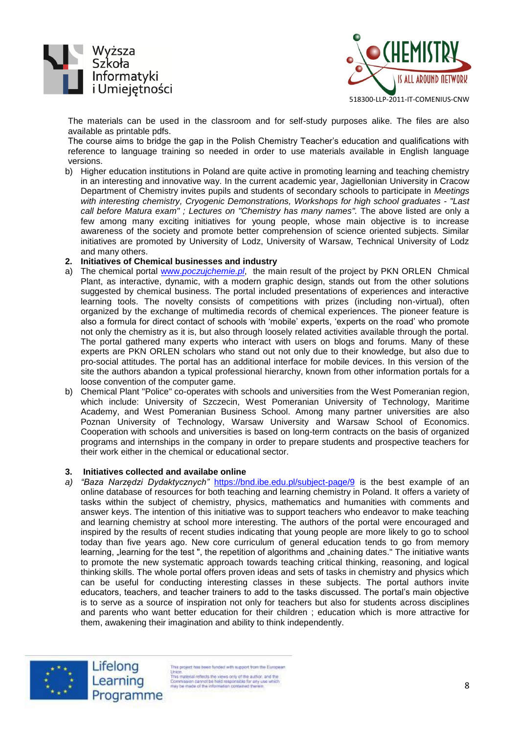The materials can be used in the classroom and for self-study purposes alike. The files are also available as printable pdfs.

The course aims to bridge the gap in the Polish Chemistry Teacher's education and qualifications with reference to language training so needed in order to use materials available in English language versions.

b) Higher education institutions in Poland are quite active in promoting learning and teaching chemistry in an interesting and innovative way. In the current academic year, Jagiellonian University in Cracow Department of Chemistry invites pupils and students of secondary schools to participate in *Meetings with interesting chemistry, Cryogenic Demonstrations, Workshops for high school graduates - "Last call before Matura exam" ; Lectures on "Chemistry has many names"*. The above listed are only a few among many exciting initiatives for young people, whose main objective is to increase awareness of the society and promote better comprehension of science oriented subjects. Similar initiatives are promoted by University of Lodz, University of Warsaw, Technical University of Lodz and many others.

**2. Initiatives of Chemical businesses and industry**

a) The chemical portal [www.*poczujchemie.pl*](www.poczujchemie.pl), the main result of the project by PKN ORLEN Chmical Plant, as interactive, dynamic, with a modern graphic design, stands out from the other solutions suggested by chemical business. The portal included presentations of experiences and interactive learning tools. The novelty consists of competitions with prizes (including non-virtual), often organized by the exchange of multimedia records of chemical experiences. The pioneer feature is also a formula for direct contact of schools with 'mobile' experts, 'experts on the road' who promote not only the chemistry as it is, but also through loosely related activities available through the portal. The portal gathered many experts who interact with users on blogs and forums. Many of these experts are PKN ORLEN scholars who stand out not only due to their knowledge, but also due to pro-social attitudes. The portal has an additional interface for mobile devices. In this version of the site the authors abandon a typical professional hierarchy, known from other information portals for a loose convention of the computer game.

b) Chemical Plant "Police" co-operates with schools and universities from the West Pomeranian region, which include: University of Szczecin, West Pomeranian University of Technology, Maritime Academy, and West Pomeranian Business School. Among many partner universities are also Poznan University of Technology, Warsaw University and Warsaw School of Economics. Cooperation with schools and universities is based on long-term contracts on the basis of organized programs and internships in the company in order to prepare students and prospective teachers for their work either in the chemical or educational sector.

**3. Initiatives collected and availabe online**

*a)* *"Baza Narzędzi Dydaktycznych"* [https://bnd.ibe.edu.pl/subject-page/9](https://bnd.ibe.edu.pl/subject-page/9) is the best example of an online database of resources for both teaching and learning chemistry in Poland. It offers a variety of tasks within the subject of chemistry, physics, mathematics and humanities with comments and answer keys. The intention of this initiative was to support teachers who endeavor to make teaching and learning chemistry at school more interesting. The authors of the portal were encouraged and inspired by the results of recent studies indicating that young people are more likely to go to school today than five years ago. New core curriculum of general education tends to go from memory learning, „learning for the test ", the repetition of algorithms and „chaining dates." The initiative wants to promote the new systematic approach towards teaching critical thinking, reasoning, and logical thinking skills. The whole portal offers proven ideas and sets of tasks in chemistry and physics which can be useful for conducting interesting classes in these subjects. The portal authors invite educators, teachers, and teacher trainers to add to the tasks discussed. The portal's main objective is to serve as a source of inspiration not only for teachers but also for students across disciplines and parents who want better education for their children ; education which is more attractive for them, awakening their imagination and ability to think independently.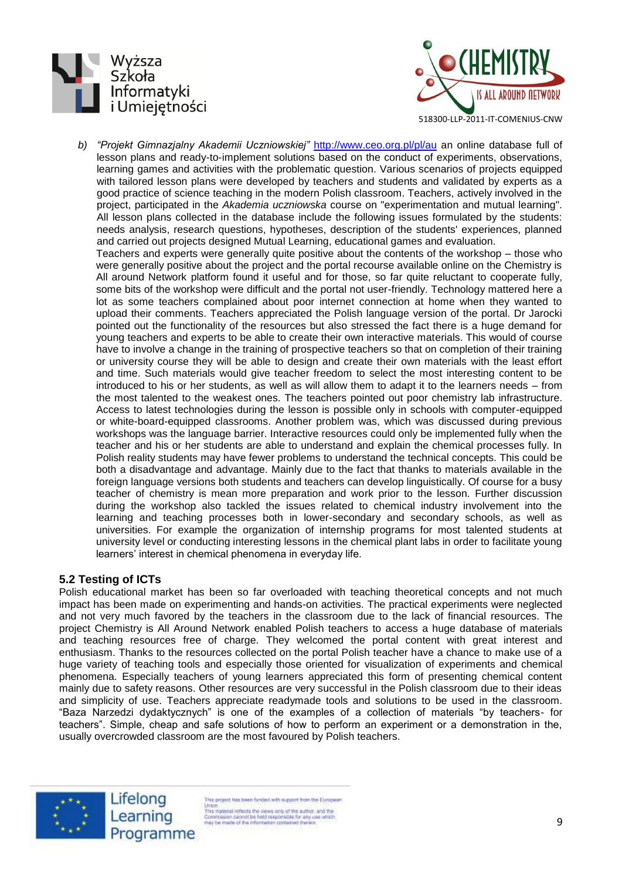b) *"Projekt Gimnazjalny Akademii Uczniowskiej"* http://www.ceo.org.pl/pl/au an online database full of lesson plans and ready-to-implement solutions based on the conduct of experiments, observations, learning games and activities with the problematic question. Various scenarios of projects equipped with tailored lesson plans were developed by teachers and students and validated by experts as a good practice of science teaching in the modern Polish classroom. Teachers, actively involved in the project, participated in the *Akademia uczniowska* course on "experimentation and mutual learning". All lesson plans collected in the database include the following issues formulated by the students: needs analysis, research questions, hypotheses, description of the students' experiences, planned and carried out projects designed Mutual Learning, educational games and evaluation.

   Teachers and experts were generally quite positive about the contents of the workshop – those who were generally positive about the project and the portal recourse available online on the Chemistry is All around Network platform found it useful and for those, so far quite reluctant to cooperate fully, some bits of the workshop were difficult and the portal not user-friendly. Technology mattered here a lot as some teachers complained about poor internet connection at home when they wanted to upload their comments. Teachers appreciated the Polish language version of the portal. Dr Jarocki pointed out the functionality of the resources but also stressed the fact there is a huge demand for young teachers and experts to be able to create their own interactive materials. This would of course have to involve a change in the training of prospective teachers so that on completion of their training or university course they will be able to design and create their own materials with the least effort and time. Such materials would give teacher freedom to select the most interesting content to be introduced to his or her students, as well as will allow them to adapt it to the learners needs – from the most talented to the weakest ones. The teachers pointed out poor chemistry lab infrastructure. Access to latest technologies during the lesson is possible only in schools with computer-equipped or white-board-equipped classrooms. Another problem was, which was discussed during previous workshops was the language barrier. Interactive resources could only be implemented fully when the teacher and his or her students are able to understand and explain the chemical processes fully. In Polish reality students may have fewer problems to understand the technical concepts. This could be both a disadvantage and advantage. Mainly due to the fact that thanks to materials available in the foreign language versions both students and teachers can develop linguistically. Of course for a busy teacher of chemistry is mean more preparation and work prior to the lesson. Further discussion during the workshop also tackled the issues related to chemical industry involvement into the learning and teaching processes both in lower-secondary and secondary schools, as well as universities. For example the organization of internship programs for most talented students at university level or conducting interesting lessons in the chemical plant labs in order to facilitate young learners' interest in chemical phenomena in everyday life.

### 5.2 Testing of ICTs

Polish educational market has been so far overloaded with teaching theoretical concepts and not much impact has been made on experimenting and hands-on activities. The practical experiments were neglected and not very much favored by the teachers in the classroom due to the lack of financial resources. The project Chemistry is All Around Network enabled Polish teachers to access a huge database of materials and teaching resources free of charge. They welcomed the portal content with great interest and enthusiasm. Thanks to the resources collected on the portal Polish teacher have a chance to make use of a huge variety of teaching tools and especially those oriented for visualization of experiments and chemical phenomena. Especially teachers of young learners appreciated this form of presenting chemical content mainly due to safety reasons. Other resources are very successful in the Polish classroom due to their ideas and simplicity of use. Teachers appreciate readymade tools and solutions to be used in the classroom. "Baza Narzedzi dydaktycznych" is one of the examples of a collection of materials "by teachers- for teachers". Simple, cheap and safe solutions of how to perform an experiment or a demonstration in the, usually overcrowded classroom are the most favoured by Polish teachers.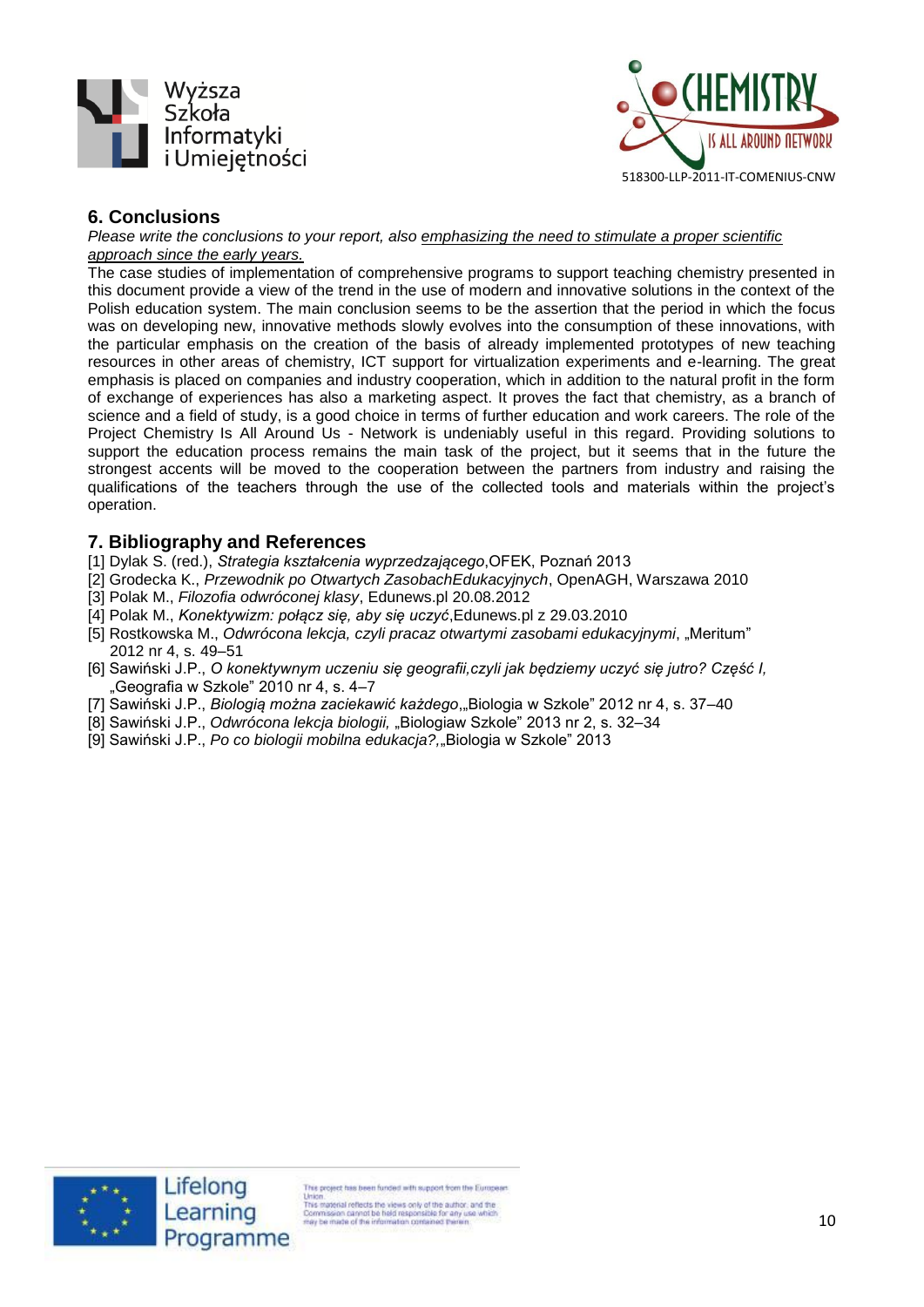## 6. Conclusions

*Please write the conclusions to your report, also emphasizing the need to stimulate a proper scientific approach since the early years.*

The case studies of implementation of comprehensive programs to support teaching chemistry presented in this document provide a view of the trend in the use of modern and innovative solutions in the context of the Polish education system. The main conclusion seems to be the assertion that the period in which the focus was on developing new, innovative methods slowly evolves into the consumption of these innovations, with the particular emphasis on the creation of the basis of already implemented prototypes of new teaching resources in other areas of chemistry, ICT support for virtualization experiments and e-learning. The great emphasis is placed on companies and industry cooperation, which in addition to the natural profit in the form of exchange of experiences has also a marketing aspect. It proves the fact that chemistry, as a branch of science and a field of study, is a good choice in terms of further education and work careers. The role of the Project Chemistry Is All Around Us - Network is undeniably useful in this regard. Providing solutions to support the education process remains the main task of the project, but it seems that in the future the strongest accents will be moved to the cooperation between the partners from industry and raising the qualifications of the teachers through the use of the collected tools and materials within the project's operation.

## 7. Bibliography and References

[1] Dylak S. (red.), *Strategia kształcenia wyprzedzającego*,OFEK, Poznań 2013
[2] Grodecka K., *Przewodnik po Otwartych ZasobachEdukacyjnych*, OpenAGH, Warszawa 2010
[3] Polak M., *Filozofia odwróconej klasy*, Edunews.pl 20.08.2012
[4] Polak M., *Konektywizm: połącz się, aby się uczyć*,Edunews.pl z 29.03.2010
[5] Rostkowska M., *Odwrócona lekcja, czyli pracaz otwartymi zasobami edukacyjnymi*, „Meritum" 2012 nr 4, s. 49–51
[6] Sawiński J.P., *O konektywnym uczeniu się geografii,czyli jak będziemy uczyć się jutro? Część I,* „Geografia w Szkole" 2010 nr 4, s. 4–7
[7] Sawiński J.P., *Biologią można zaciekawić każdego*,„Biologia w Szkole" 2012 nr 4, s. 37–40
[8] Sawiński J.P., *Odwrócona lekcja biologii,* „Biologiaw Szkole" 2013 nr 2, s. 32–34
[9] Sawiński J.P., *Po co biologii mobilna edukacja?,*„Biologia w Szkole" 2013